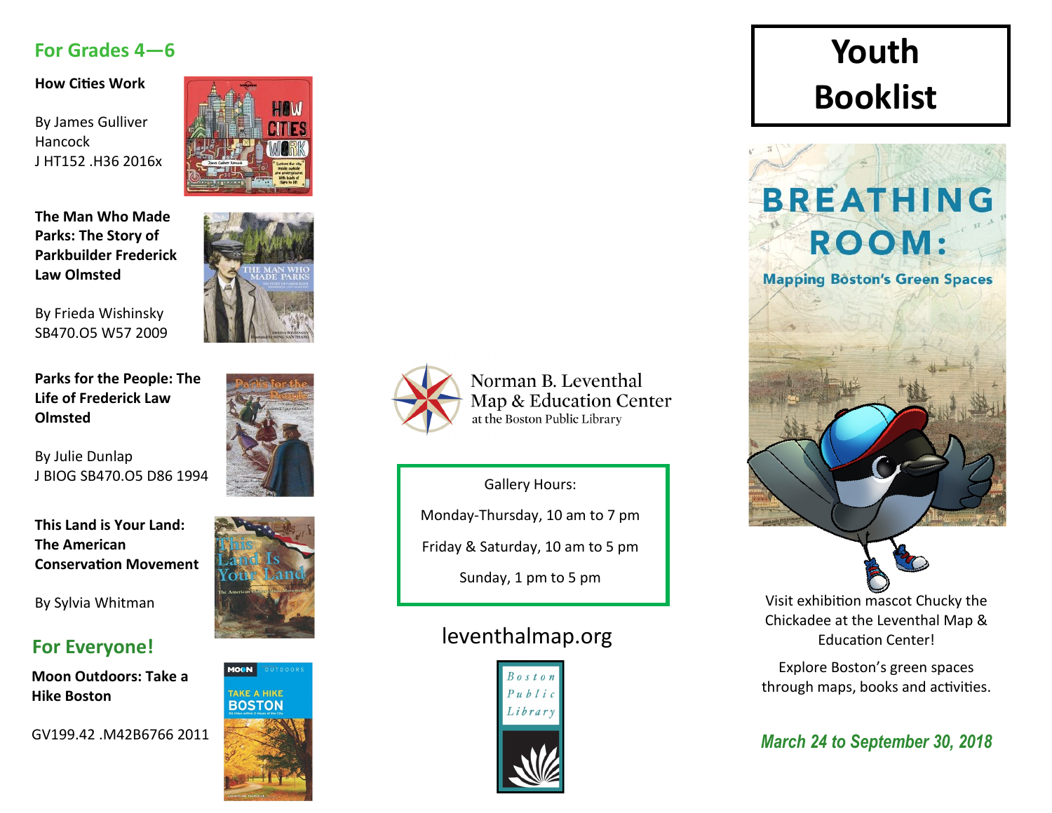## For Grades 4—6

**How Cities Work**

By James Gulliver Hancock
J HT152 .H36 2016x

**The Man Who Made Parks: The Story of Parkbuilder Frederick Law Olmsted**

By Frieda Wishinsky
SB470.O5 W57 2009

**Parks for the People: The Life of Frederick Law Olmsted**

By Julie Dunlap
J BIOG SB470.O5 D86 1994

**This Land is Your Land: The American Conservation Movement**

By Sylvia Whitman

## For Everyone!

**Moon Outdoors: Take a Hike Boston**

GV199.42 .M42B6766 2011

Norman B. Leventhal Map & Education Center at the Boston Public Library

Gallery Hours:

Monday-Thursday, 10 am to 7 pm

Friday & Saturday, 10 am to 5 pm

Sunday, 1 pm to 5 pm

leventhalmap.org

Boston Public Library

# Youth Booklist

## BREATHING ROOM: Mapping Boston's Green Spaces

Visit exhibition mascot Chucky the Chickadee at the Leventhal Map & Education Center!

Explore Boston's green spaces through maps, books and activities.

*March 24 to September 30, 2018*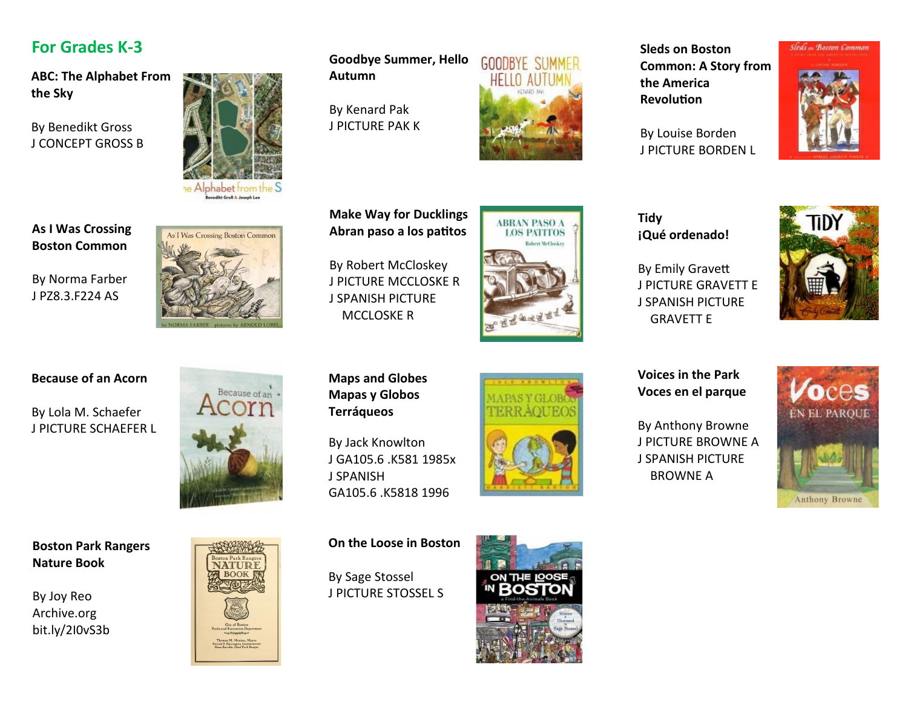## For Grades K-3

**ABC: The Alphabet From the Sky**

By Benedikt Gross
J CONCEPT GROSS B

**As I Was Crossing Boston Common**

By Norma Farber
J PZ8.3.F224 AS

**Because of an Acorn**

By Lola M. Schaefer
J PICTURE SCHAEFER L

**Boston Park Rangers Nature Book**

By Joy Reo
Archive.org
bit.ly/2I0vS3b

**Goodbye Summer, Hello Autumn**

By Kenard Pak
J PICTURE PAK K

**Make Way for Ducklings**
**Abran paso a los patitos**

By Robert McCloskey
J PICTURE MCCLOSKE R
J SPANISH PICTURE
MCCLOSKE R

**Maps and Globes**
**Mapas y Globos Terráqueos**

By Jack Knowlton
J GA105.6 .K581 1985x
J SPANISH
GA105.6 .K5818 1996

**On the Loose in Boston**

By Sage Stossel
J PICTURE STOSSEL S

**Sleds on Boston Common: A Story from the America Revolution**

By Louise Borden
J PICTURE BORDEN L

**Tidy**
**¡Qué ordenado!**

By Emily Gravett
J PICTURE GRAVETT E
J SPANISH PICTURE
GRAVETT E

**Voices in the Park**
**Voces en el parque**

By Anthony Browne
J PICTURE BROWNE A
J SPANISH PICTURE
BROWNE A